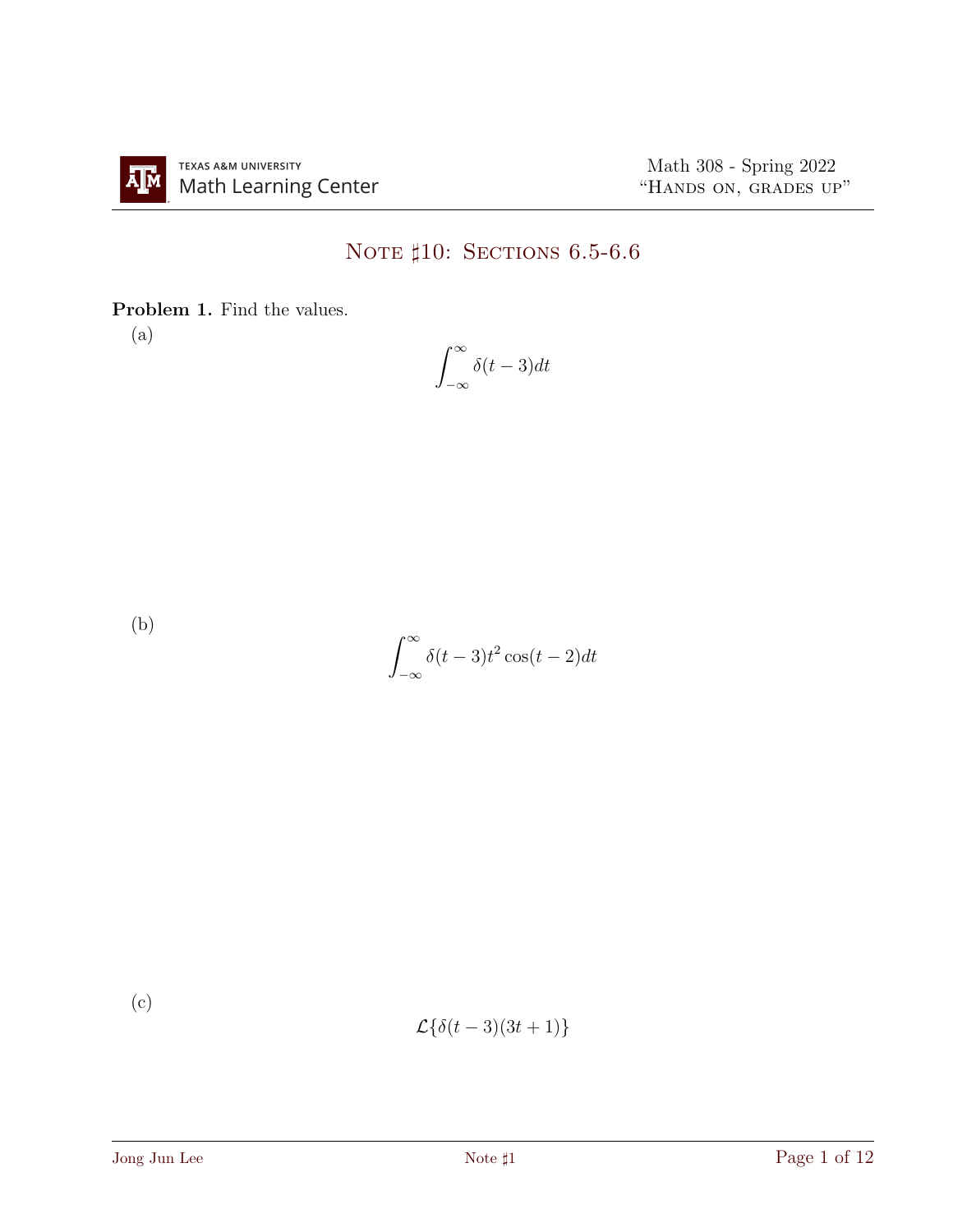# Note ♯10: Sections 6.5-6.6

**Problem 1.** Find the values.

(a)

$$\int_{-\infty}^{\infty} \delta(t-3)dt$$

(b)

$$\int_{-\infty}^{\infty} \delta(t-3)t^2\cos(t-2)dt$$

(c)

$$\mathcal{L}\{\delta(t-3)(3t+1)\}$$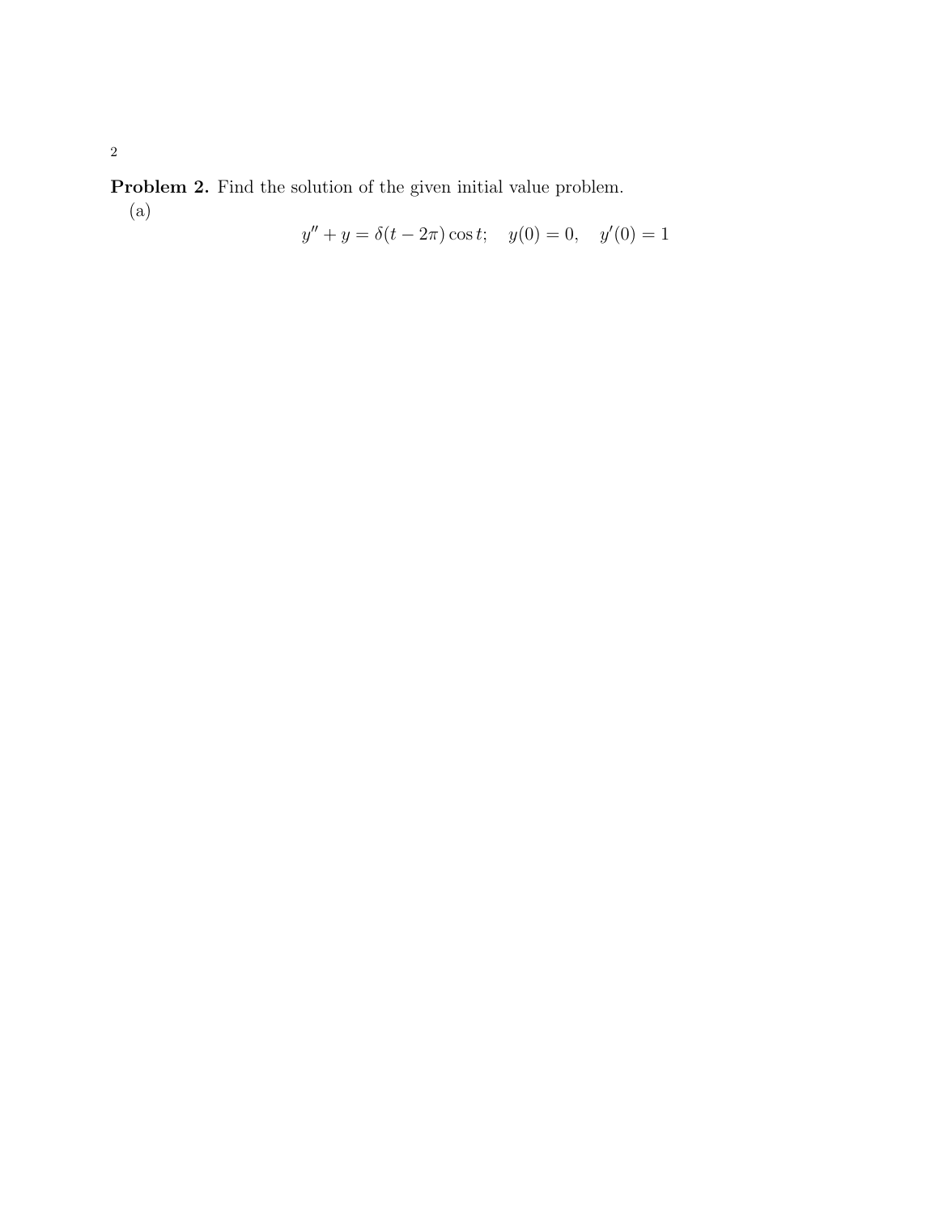**Problem 2.** Find the solution of the given initial value problem.

(a)

$$y'' + y = \delta(t - 2\pi)\cos t; \quad y(0) = 0, \quad y'(0) = 1$$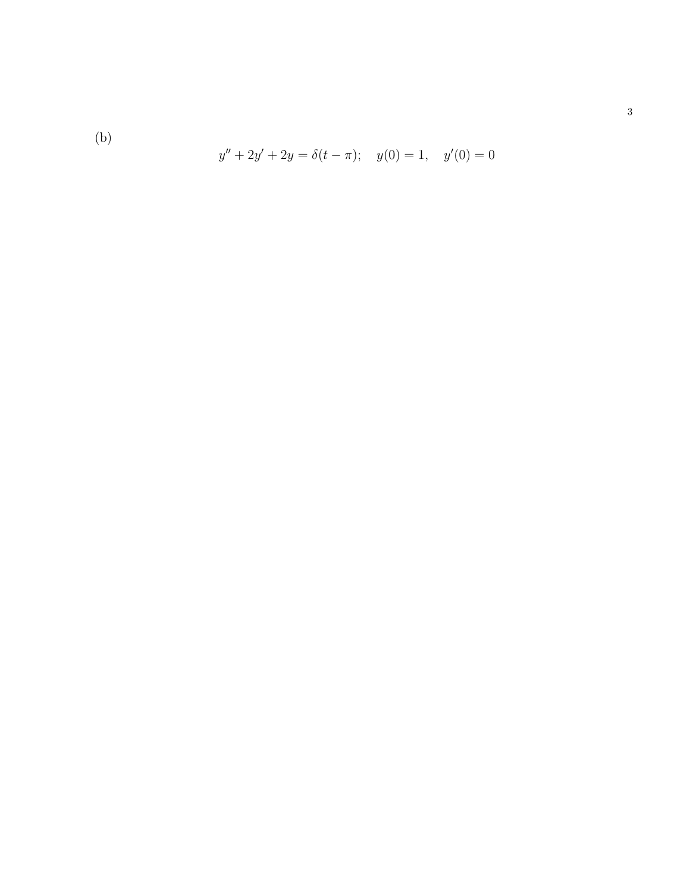(b)

$$y'' + 2y' + 2y = \delta(t - \pi); \quad y(0) = 1, \quad y'(0) = 0$$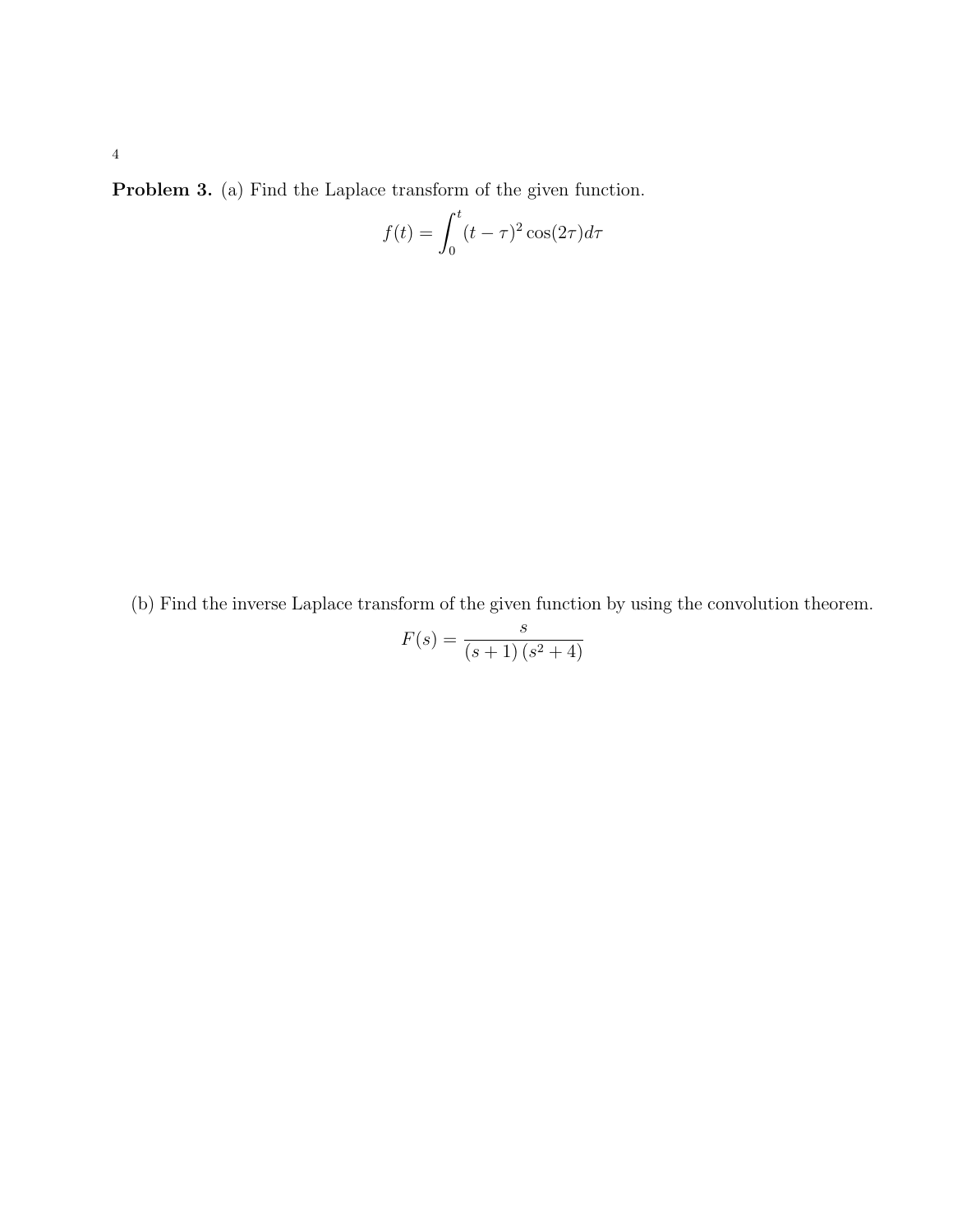**Problem 3.** (a) Find the Laplace transform of the given function.

$$f(t) = \int_0^t (t-\tau)^2 \cos(2\tau) d\tau$$

(b) Find the inverse Laplace transform of the given function by using the convolution theorem.

$$F(s) = \frac{s}{(s+1)(s^2+4)}$$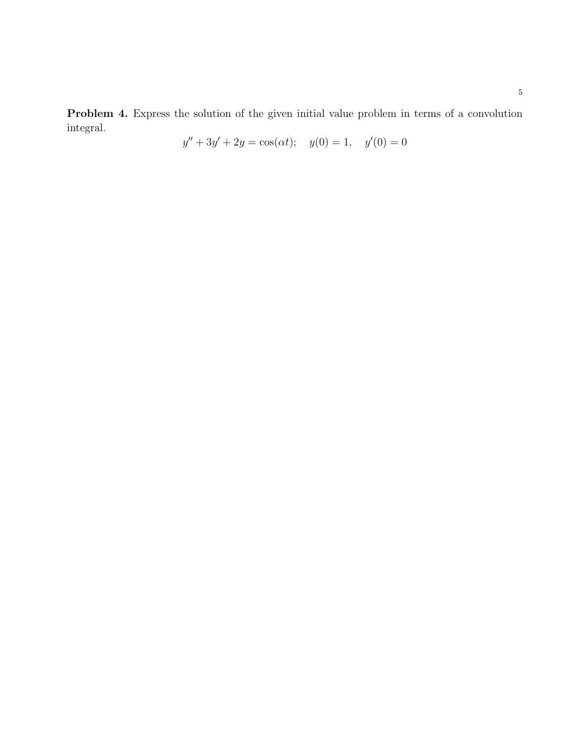**Problem 4.** Express the solution of the given initial value problem in terms of a convolution integral.

$$y'' + 3y' + 2y = \cos(\alpha t); \quad y(0) = 1, \quad y'(0) = 0$$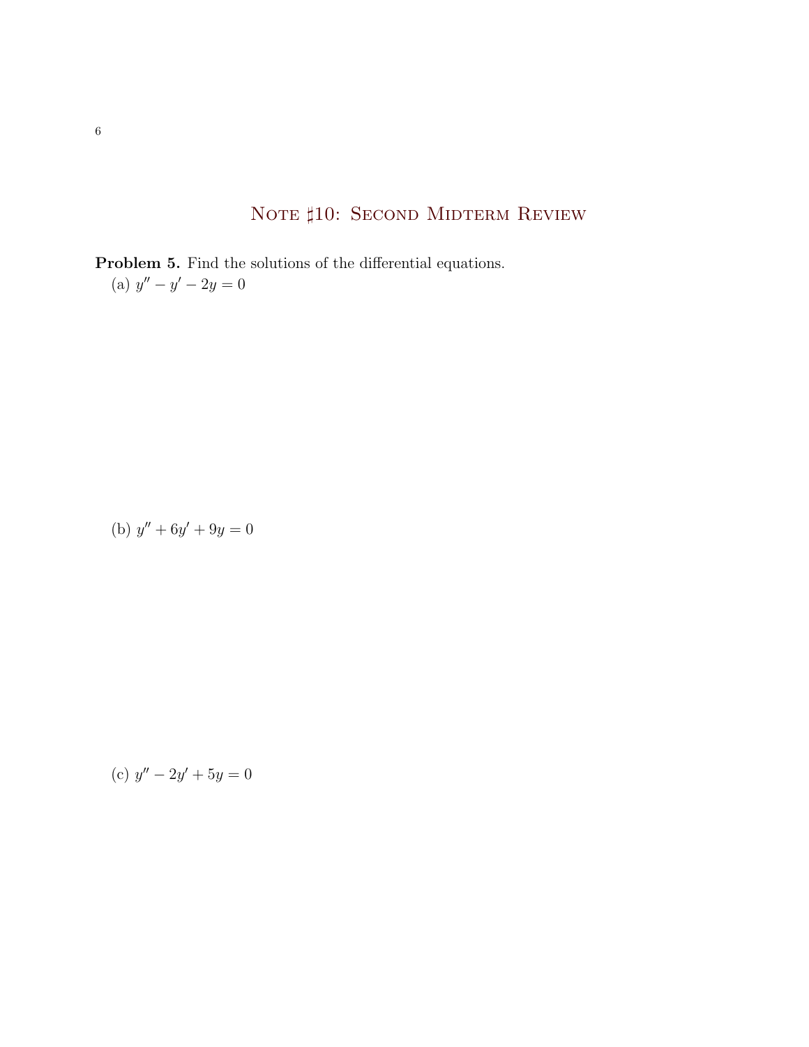**Problem 5.** Find the solutions of the differential equations.

(a) $y'' - y' - 2y = 0$

(b) $y'' + 6y' + 9y = 0$

(c) $y'' - 2y' + 5y = 0$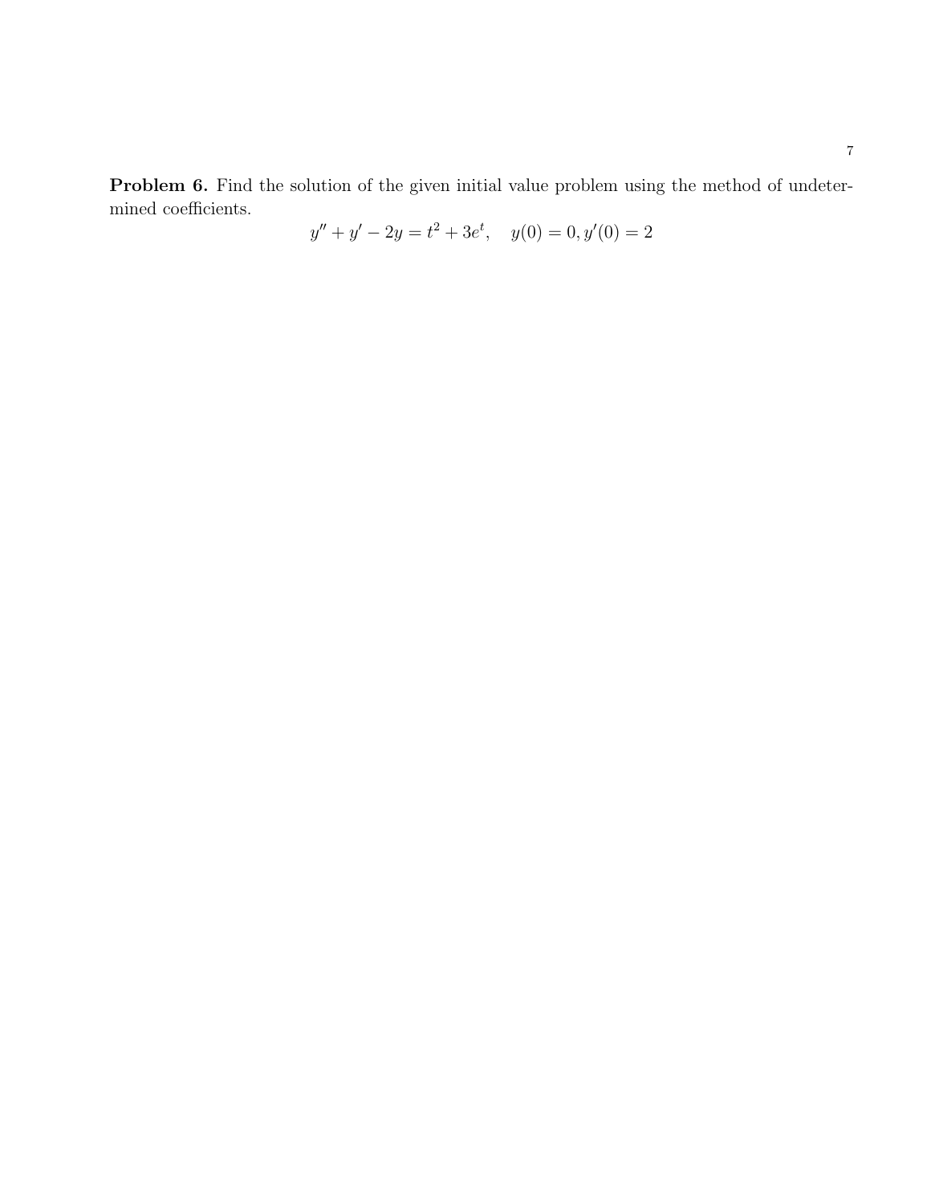**Problem 6.** Find the solution of the given initial value problem using the method of undetermined coefficients.

$$y'' + y' - 2y = t^2 + 3e^t, \quad y(0) = 0, y'(0) = 2$$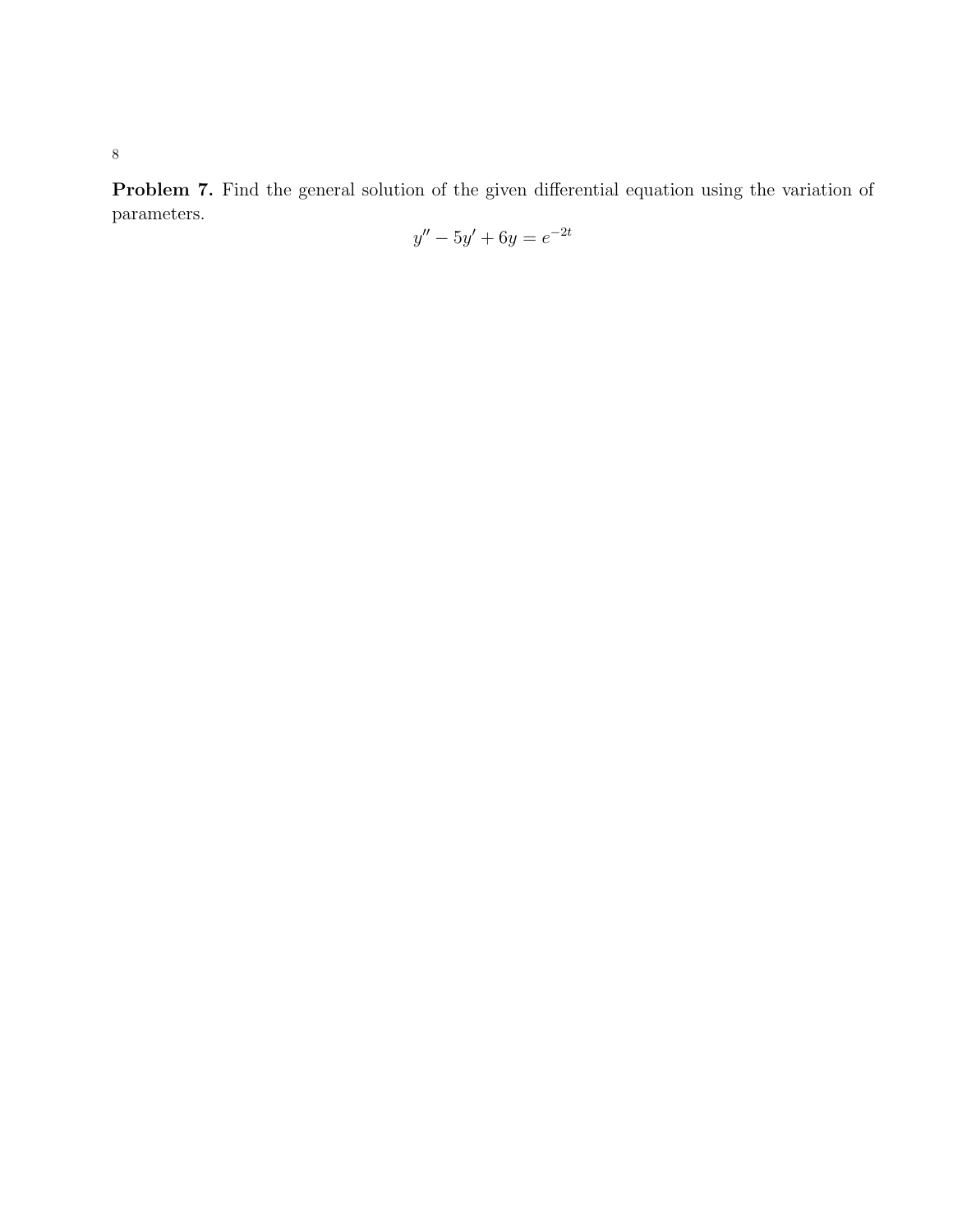**Problem 7.** Find the general solution of the given differential equation using the variation of parameters.

$$y'' - 5y' + 6y = e^{-2t}$$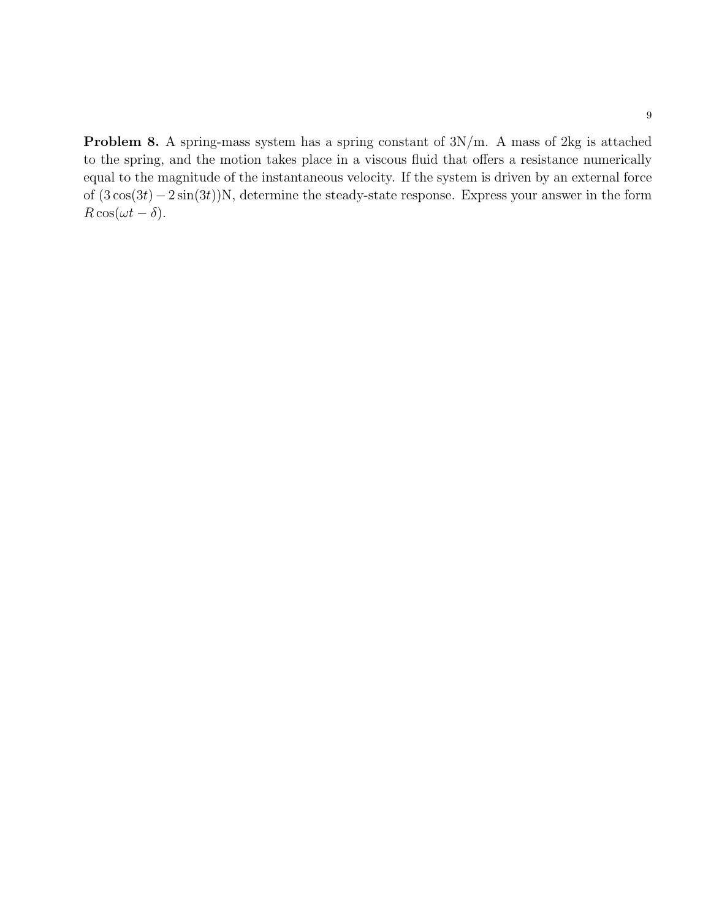**Problem 8.** A spring-mass system has a spring constant of 3N/m. A mass of 2kg is attached to the spring, and the motion takes place in a viscous fluid that offers a resistance numerically equal to the magnitude of the instantaneous velocity. If the system is driven by an external force of $(3\cos(3t) - 2\sin(3t))$N, determine the steady-state response. Express your answer in the form $R\cos(\omega t - \delta)$.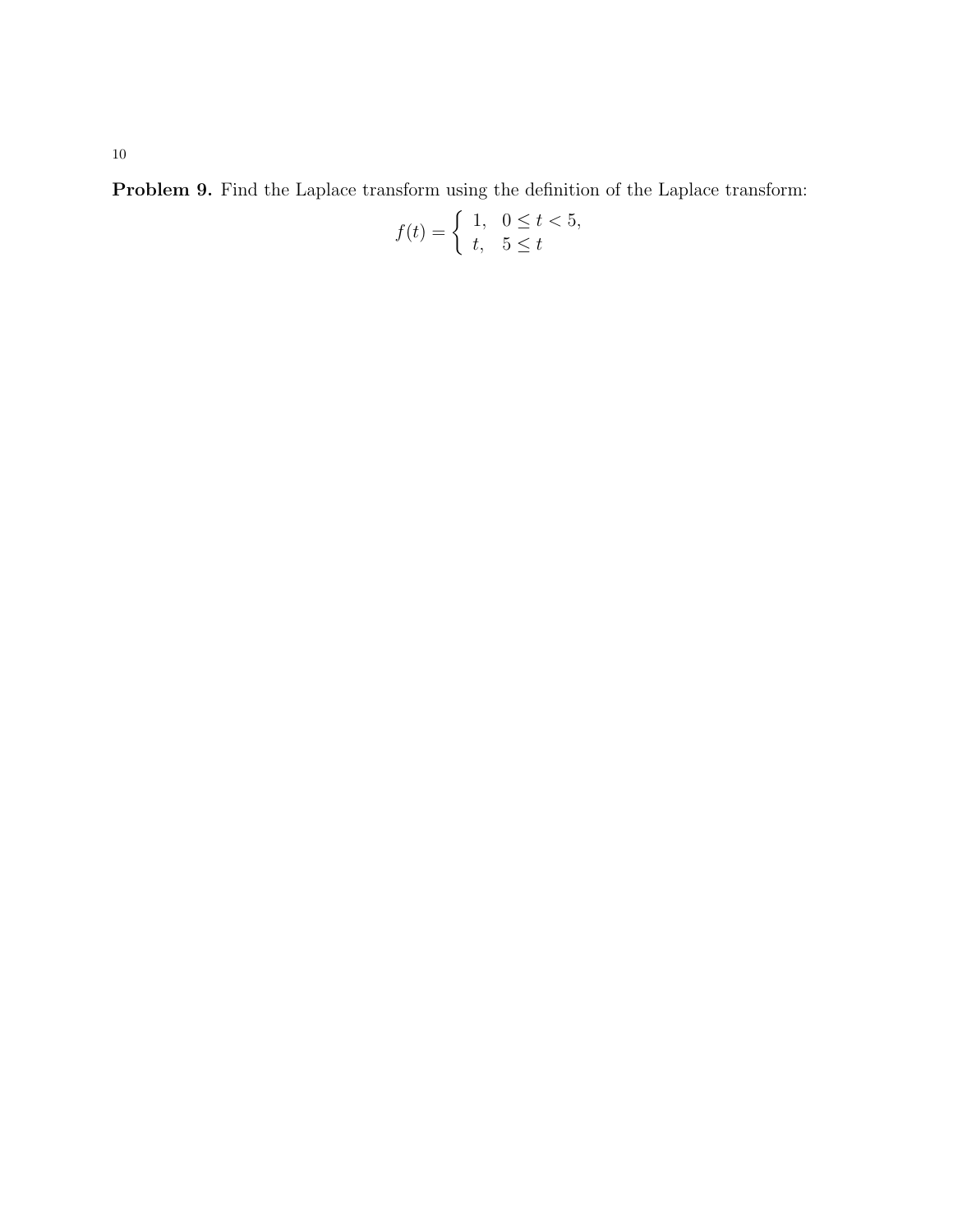**Problem 9.** Find the Laplace transform using the definition of the Laplace transform:

$$f(t) = \begin{cases} 1, & 0 \le t < 5, \\ t, & 5 \le t \end{cases}$$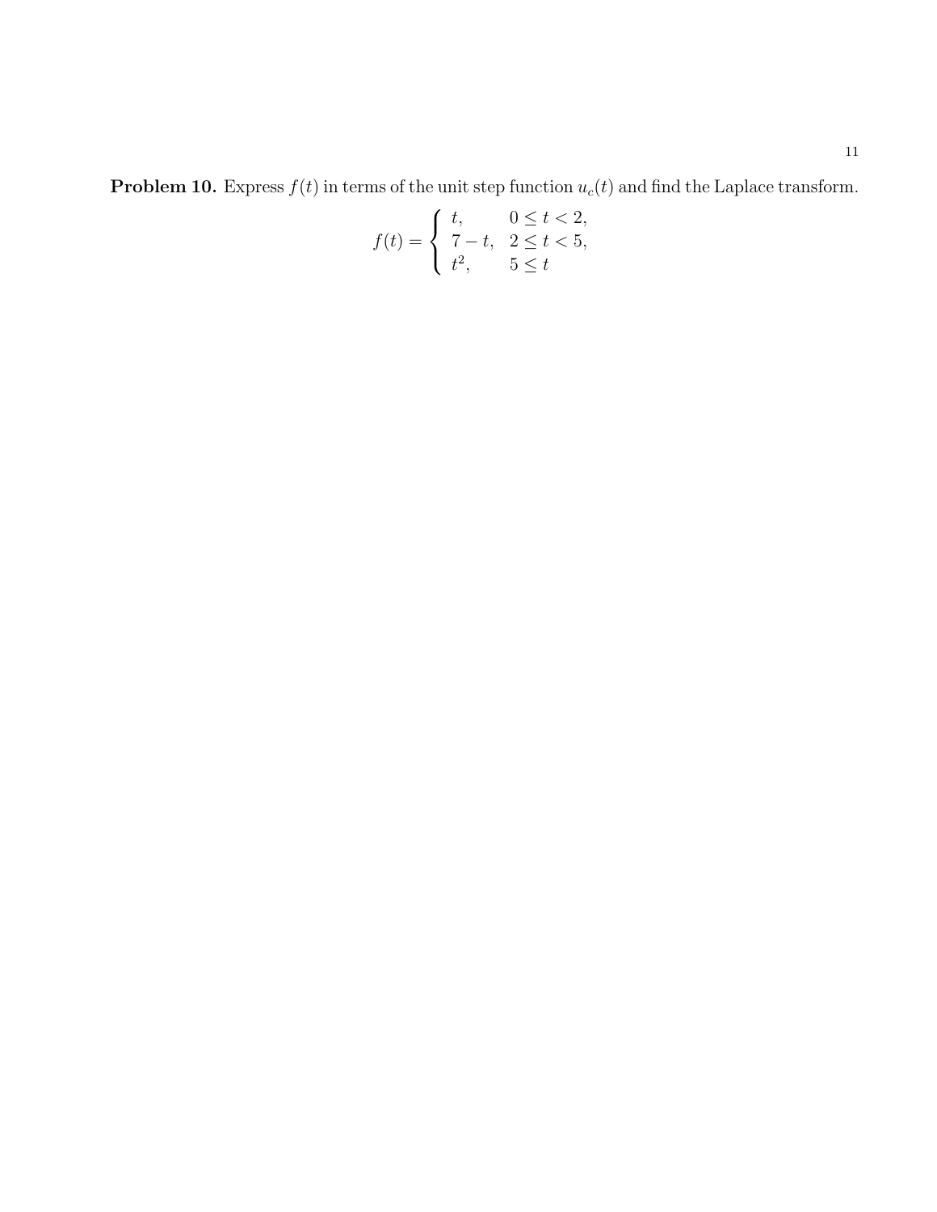**Problem 10.** Express $f(t)$ in terms of the unit step function $u_c(t)$ and find the Laplace transform.

$$f(t) = \begin{cases} t, & 0 \le t < 2, \\ 7 - t, & 2 \le t < 5, \\ t^2, & 5 \le t \end{cases}$$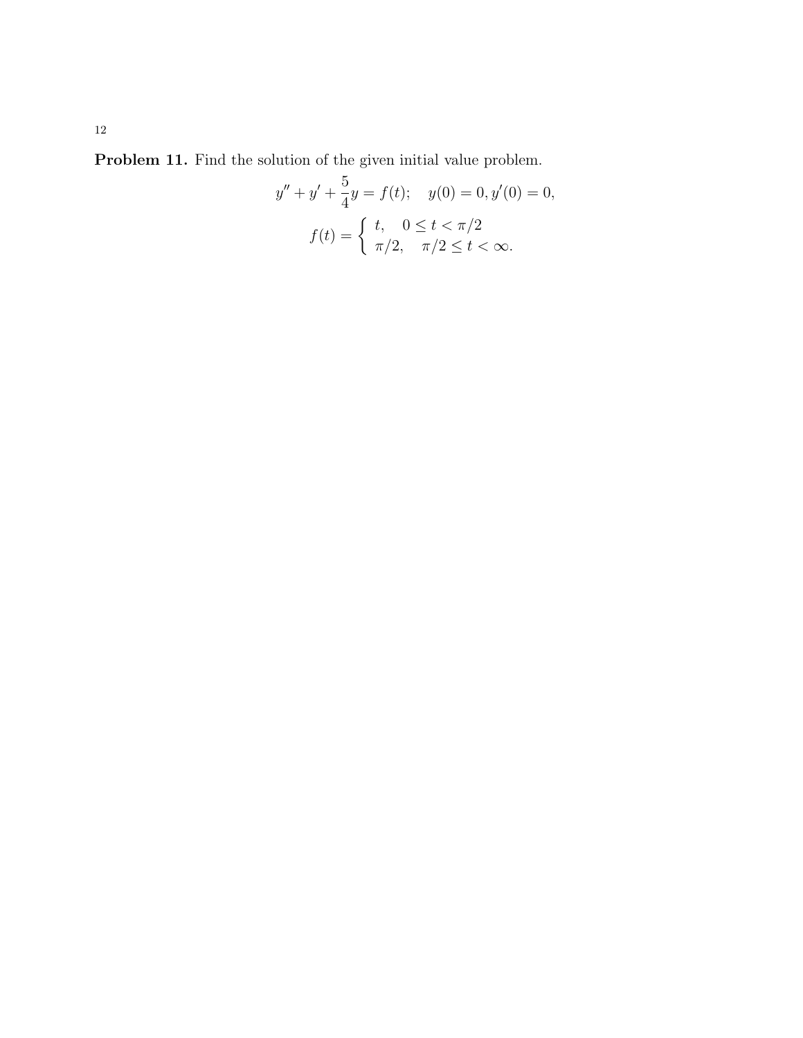**Problem 11.** Find the solution of the given initial value problem.

$$y'' + y' + \frac{5}{4}y = f(t); \quad y(0) = 0, y'(0) = 0,$$

$$f(t) = \begin{cases} t, & 0 \leq t < \pi/2 \\ \pi/2, & \pi/2 \leq t < \infty. \end{cases}$$